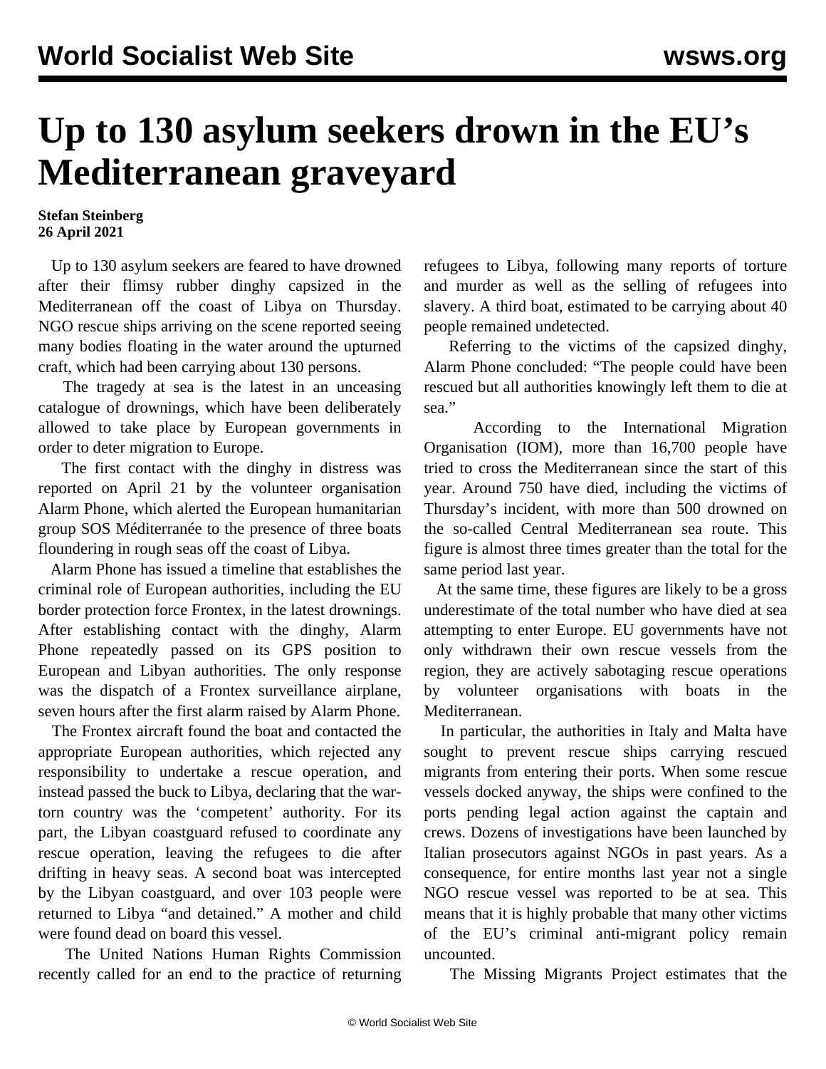# Up to 130 asylum seekers drown in the EU's Mediterranean graveyard

**Stefan Steinberg**
**26 April 2021**

Up to 130 asylum seekers are feared to have drowned after their flimsy rubber dinghy capsized in the Mediterranean off the coast of Libya on Thursday. NGO rescue ships arriving on the scene reported seeing many bodies floating in the water around the upturned craft, which had been carrying about 130 persons.

The tragedy at sea is the latest in an unceasing catalogue of drownings, which have been deliberately allowed to take place by European governments in order to deter migration to Europe.

The first contact with the dinghy in distress was reported on April 21 by the volunteer organisation Alarm Phone, which alerted the European humanitarian group SOS Méditerranée to the presence of three boats floundering in rough seas off the coast of Libya.

Alarm Phone has issued a timeline that establishes the criminal role of European authorities, including the EU border protection force Frontex, in the latest drownings. After establishing contact with the dinghy, Alarm Phone repeatedly passed on its GPS position to European and Libyan authorities. The only response was the dispatch of a Frontex surveillance airplane, seven hours after the first alarm raised by Alarm Phone.

The Frontex aircraft found the boat and contacted the appropriate European authorities, which rejected any responsibility to undertake a rescue operation, and instead passed the buck to Libya, declaring that the war-torn country was the 'competent' authority. For its part, the Libyan coastguard refused to coordinate any rescue operation, leaving the refugees to die after drifting in heavy seas. A second boat was intercepted by the Libyan coastguard, and over 103 people were returned to Libya "and detained." A mother and child were found dead on board this vessel.

The United Nations Human Rights Commission recently called for an end to the practice of returning refugees to Libya, following many reports of torture and murder as well as the selling of refugees into slavery. A third boat, estimated to be carrying about 40 people remained undetected.

Referring to the victims of the capsized dinghy, Alarm Phone concluded: "The people could have been rescued but all authorities knowingly left them to die at sea."

According to the International Migration Organisation (IOM), more than 16,700 people have tried to cross the Mediterranean since the start of this year. Around 750 have died, including the victims of Thursday's incident, with more than 500 drowned on the so-called Central Mediterranean sea route. This figure is almost three times greater than the total for the same period last year.

At the same time, these figures are likely to be a gross underestimate of the total number who have died at sea attempting to enter Europe. EU governments have not only withdrawn their own rescue vessels from the region, they are actively sabotaging rescue operations by volunteer organisations with boats in the Mediterranean.

In particular, the authorities in Italy and Malta have sought to prevent rescue ships carrying rescued migrants from entering their ports. When some rescue vessels docked anyway, the ships were confined to the ports pending legal action against the captain and crews. Dozens of investigations have been launched by Italian prosecutors against NGOs in past years. As a consequence, for entire months last year not a single NGO rescue vessel was reported to be at sea. This means that it is highly probable that many other victims of the EU's criminal anti-migrant policy remain uncounted.

The Missing Migrants Project estimates that the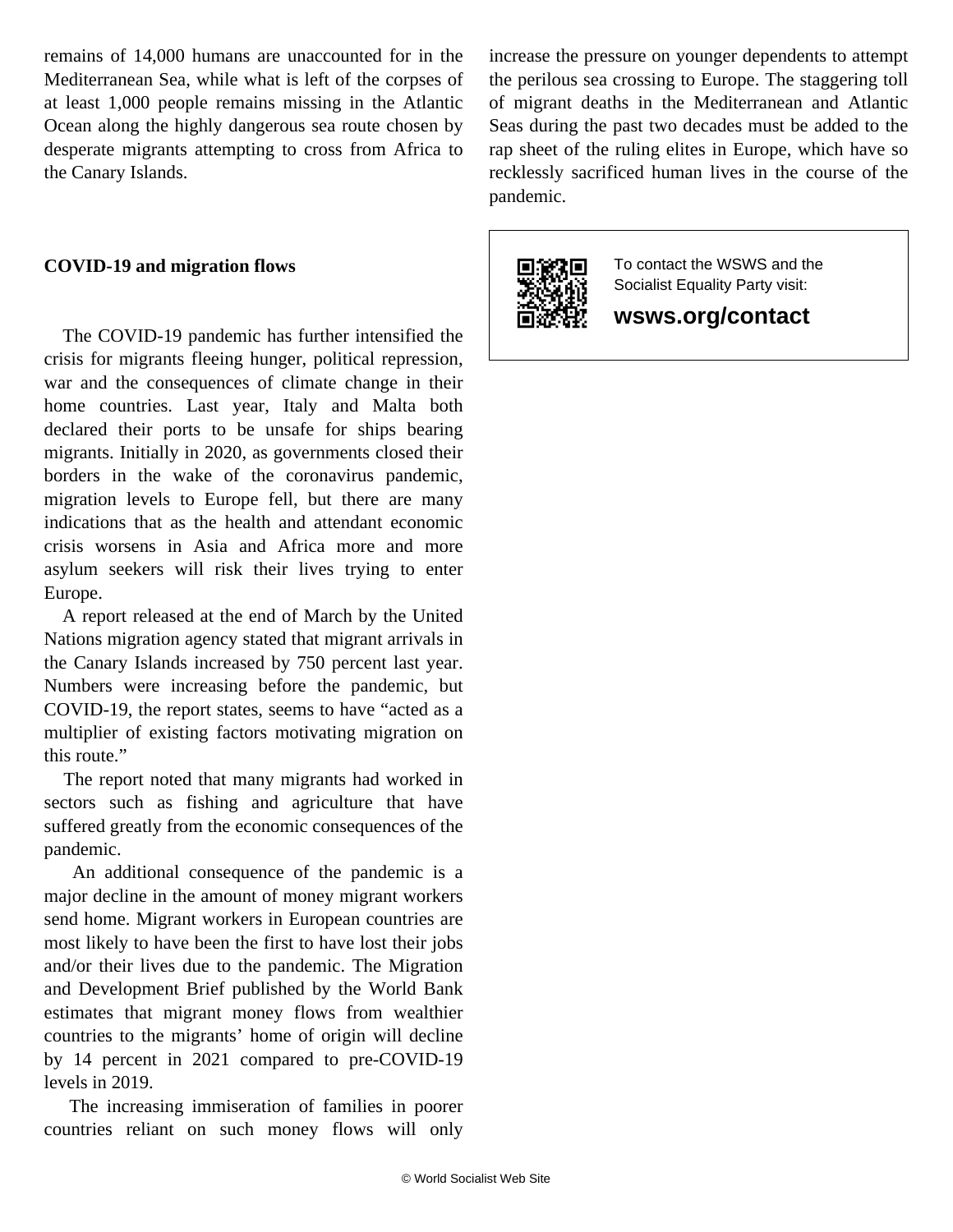remains of 14,000 humans are unaccounted for in the Mediterranean Sea, while what is left of the corpses of at least 1,000 people remains missing in the Atlantic Ocean along the highly dangerous sea route chosen by desperate migrants attempting to cross from Africa to the Canary Islands.

**COVID-19 and migration flows**

The COVID-19 pandemic has further intensified the crisis for migrants fleeing hunger, political repression, war and the consequences of climate change in their home countries. Last year, Italy and Malta both declared their ports to be unsafe for ships bearing migrants. Initially in 2020, as governments closed their borders in the wake of the coronavirus pandemic, migration levels to Europe fell, but there are many indications that as the health and attendant economic crisis worsens in Asia and Africa more and more asylum seekers will risk their lives trying to enter Europe.

A report released at the end of March by the United Nations migration agency stated that migrant arrivals in the Canary Islands increased by 750 percent last year. Numbers were increasing before the pandemic, but COVID-19, the report states, seems to have "acted as a multiplier of existing factors motivating migration on this route."

The report noted that many migrants had worked in sectors such as fishing and agriculture that have suffered greatly from the economic consequences of the pandemic.

An additional consequence of the pandemic is a major decline in the amount of money migrant workers send home. Migrant workers in European countries are most likely to have been the first to have lost their jobs and/or their lives due to the pandemic. The Migration and Development Brief published by the World Bank estimates that migrant money flows from wealthier countries to the migrants' home of origin will decline by 14 percent in 2021 compared to pre-COVID-19 levels in 2019.

The increasing immiseration of families in poorer countries reliant on such money flows will only increase the pressure on younger dependents to attempt the perilous sea crossing to Europe. The staggering toll of migrant deaths in the Mediterranean and Atlantic Seas during the past two decades must be added to the rap sheet of the ruling elites in Europe, which have so recklessly sacrificed human lives in the course of the pandemic.

To contact the WSWS and the Socialist Equality Party visit:

**wsws.org/contact**